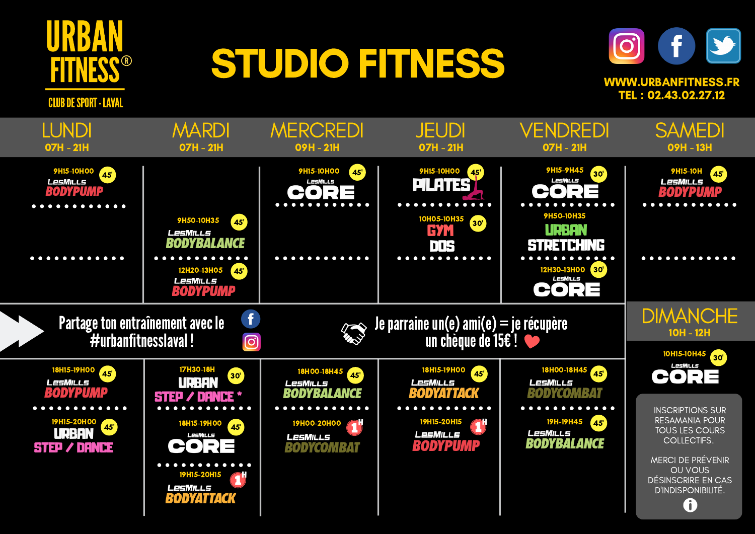# URBAN FITNESS®

CLUB DE SPORT - LAVAL

# STUDIO FITNESS

WWW.URBANFITNESS.FR
TEL : 02.43.02.27.12

| LUNDI 07H - 21H | MARDI 07H - 21H | MERCREDI 09H - 21H | JEUDI 07H - 21H | VENDREDI 07H - 21H | SAMEDI 09H - 13H |
|---|---|---|---|---|---|
| 9H15-10H00 (45') LesMills BODYPUMP | | 9H15-10H00 (45') LesMills CORE | 9H15-10H00 (45') PILATES | 9H15-9H45 (30') LesMills CORE | 9H15-10H (45') LesMills BODYPUMP |
| | 9H50-10H35 (45') LesMills BODYBALANCE | | 10H05-10H35 (30') GYM DOS | 9H50-10H35 URBAN STRETCHING | |
| | 12H20-13H05 (45') LesMills BODYPUMP | | | 12H30-13H00 (30') LesMills CORE | |

Partage ton entraînement avec le #urbanfitnesslaval !

Je parraine un(e) ami(e) = je récupère un chèque de 15€ !

| LUNDI | MARDI | MERCREDI | JEUDI | VENDREDI |
|---|---|---|---|---|
| 18H15-19H00 (45') LesMills BODYPUMP | 17H30-18H (30') URBAN STEP / DANCE * | 18H00-18H45 (45') LesMills BODYBALANCE | 18H15-19H00 (45') LesMills BODYATTACK | 18H00-18H45 (45') LesMills BODYCOMBAT |
| 19H15-20H00 (45') URBAN STEP / DANCE | 18H15-19H00 (45') LesMills CORE | 19H00-20H00 (1H) LesMills BODYCOMBAT | 19H15-20H15 (1H) LesMills BODYPUMP | 19H-19H45 (45') LesMills BODYBALANCE |
| | 19H15-20H15 (1H) LesMills BODYATTACK | | | |

## DIMANCHE
10H - 12H

10H15-10H45 (30') LesMills CORE

INSCRIPTIONS SUR RESAMANIA POUR TOUS LES COURS COLLECTIFS.

MERCI DE PRÉVENIR OU VOUS DÉSINSCRIRE EN CAS D'INDISPONIBILITÉ.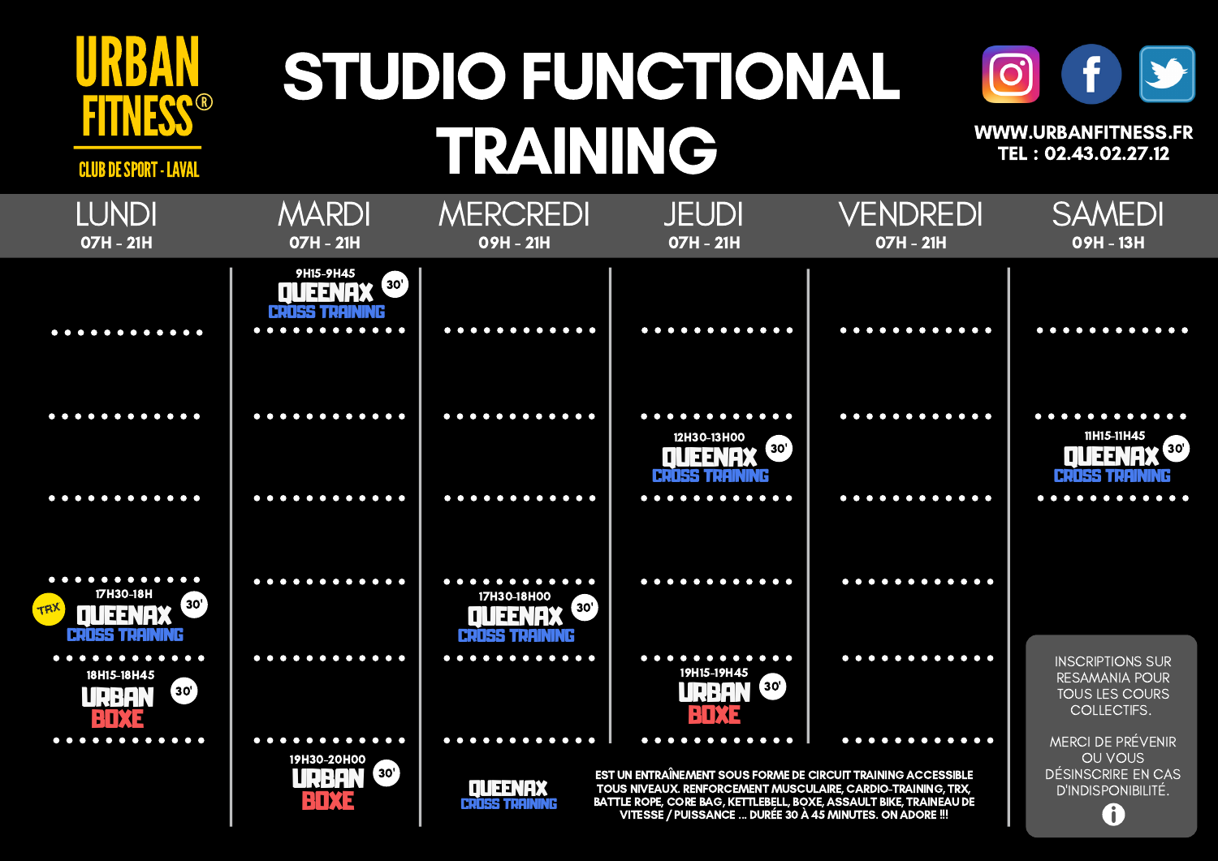# URBAN FITNESS®

CLUB DE SPORT - LAVAL

# STUDIO FUNCTIONAL TRAINING

WWW.URBANFITNESS.FR
TEL : 02.43.02.27.12

| LUNDI 07H - 21H | MARDI 07H - 21H | MERCREDI 09H - 21H | JEUDI 07H - 21H | VENDREDI 07H - 21H | SAMEDI 09H - 13H |
|---|---|---|---|---|---|
| | 9H15-9H45 QUEENAX CROSS TRAINING (30') | | | | |
| | | | 12H30-13H00 QUEENAX CROSS TRAINING (30') | | 11H15-11H45 QUEENAX CROSS TRAINING (30') |
| 17H30-18H QUEENAX CROSS TRAINING (30') TRX | | 17H30-18H00 QUEENAX CROSS TRAINING (30') | | | |
| 18H15-18H45 URBAN BOXE (30') | | | 19H15-19H45 URBAN BOXE (30') | | |
| | 19H30-20H00 URBAN BOXE (30') | | | | |

**QUEENAX CROSS TRAINING** EST UN ENTRAÎNEMENT SOUS FORME DE CIRCUIT TRAINING ACCESSIBLE TOUS NIVEAUX. RENFORCEMENT MUSCULAIRE, CARDIO-TRAINING, TRX, BATTLE ROPE, CORE BAG, KETTLEBELL, BOXE, ASSAULT BIKE, TRAINEAU DE VITESSE / PUISSANCE ... DURÉE 30 À 45 MINUTES. ON ADORE !!!

INSCRIPTIONS SUR RESAMANIA POUR TOUS LES COURS COLLECTIFS.

MERCI DE PRÉVENIR OU VOUS DÉSINSCRIRE EN CAS D'INDISPONIBILITÉ.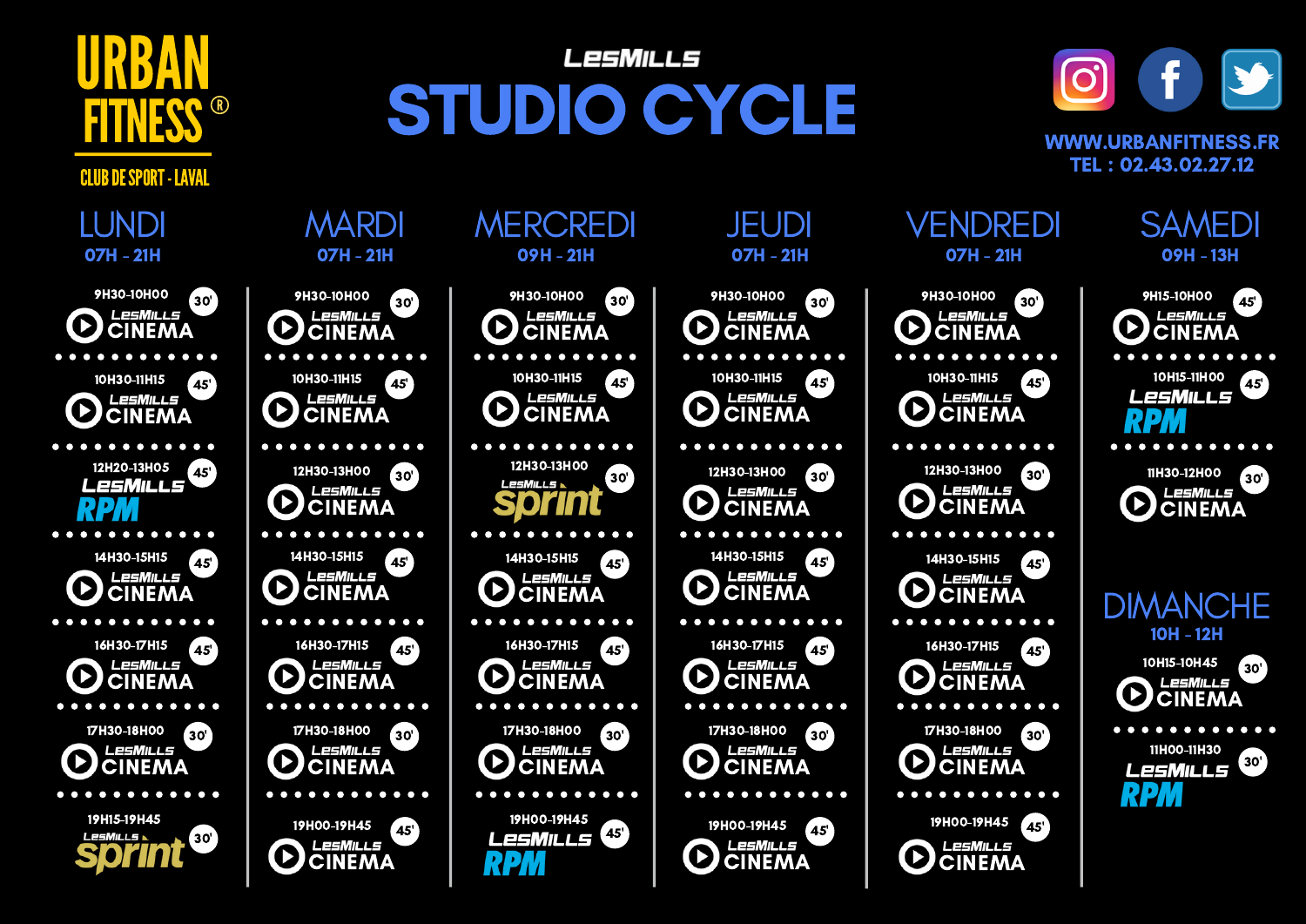URBAN FITNESS®

CLUB DE SPORT - LAVAL

LesMills

# STUDIO CYCLE

WWW.URBANFITNESS.FR
TEL : 02.43.02.27.12

## LUNDI
**07H - 21H**

- 9H30-10H00 — 30' — LesMills CINEMA
- 10H30-11H15 — 45' — LesMills CINEMA
- 12H20-13H05 — 45' — LesMills RPM
- 14H30-15H15 — 45' — LesMills CINEMA
- 16H30-17H15 — 45' — LesMills CINEMA
- 17H30-18H00 — 30' — LesMills CINEMA
- 19H15-19H45 — 30' — LesMills sprint

## MARDI
**07H - 21H**

- 9H30-10H00 — 30' — LesMills CINEMA
- 10H30-11H15 — 45' — LesMills CINEMA
- 12H30-13H00 — 30' — LesMills CINEMA
- 14H30-15H15 — 45' — LesMills CINEMA
- 16H30-17H15 — 45' — LesMills CINEMA
- 17H30-18H00 — 30' — LesMills CINEMA
- 19H00-19H45 — 45' — LesMills CINEMA

## MERCREDI
**09H - 21H**

- 9H30-10H00 — 30' — LesMills CINEMA
- 10H30-11H15 — 45' — LesMills CINEMA
- 12H30-13H00 — 30' — LesMills sprint
- 14H30-15H15 — 45' — LesMills CINEMA
- 16H30-17H15 — 45' — LesMills CINEMA
- 17H30-18H00 — 30' — LesMills CINEMA
- 19H00-19H45 — 45' — LesMills RPM

## JEUDI
**07H - 21H**

- 9H30-10H00 — 30' — LesMills CINEMA
- 10H30-11H15 — 45' — LesMills CINEMA
- 12H30-13H00 — 30' — LesMills CINEMA
- 14H30-15H15 — 45' — LesMills CINEMA
- 16H30-17H15 — 45' — LesMills CINEMA
- 17H30-18H00 — 30' — LesMills CINEMA
- 19H00-19H45 — 45' — LesMills CINEMA

## VENDREDI
**07H - 21H**

- 9H30-10H00 — 30' — LesMills CINEMA
- 10H30-11H15 — 45' — LesMills CINEMA
- 12H30-13H00 — 30' — LesMills CINEMA
- 14H30-15H15 — 45' — LesMills CINEMA
- 16H30-17H15 — 45' — LesMills CINEMA
- 17H30-18H00 — 30' — LesMills CINEMA
- 19H00-19H45 — 45' — LesMills CINEMA

## SAMEDI
**09H - 13H**

- 9H15-10H00 — 45' — LesMills CINEMA
- 10H15-11H00 — 45' — LesMills RPM
- 11H30-12H00 — 30' — LesMills CINEMA

## DIMANCHE
**10H - 12H**

- 10H15-10H45 — 30' — LesMills CINEMA
- 11H00-11H30 — 30' — LesMills RPM